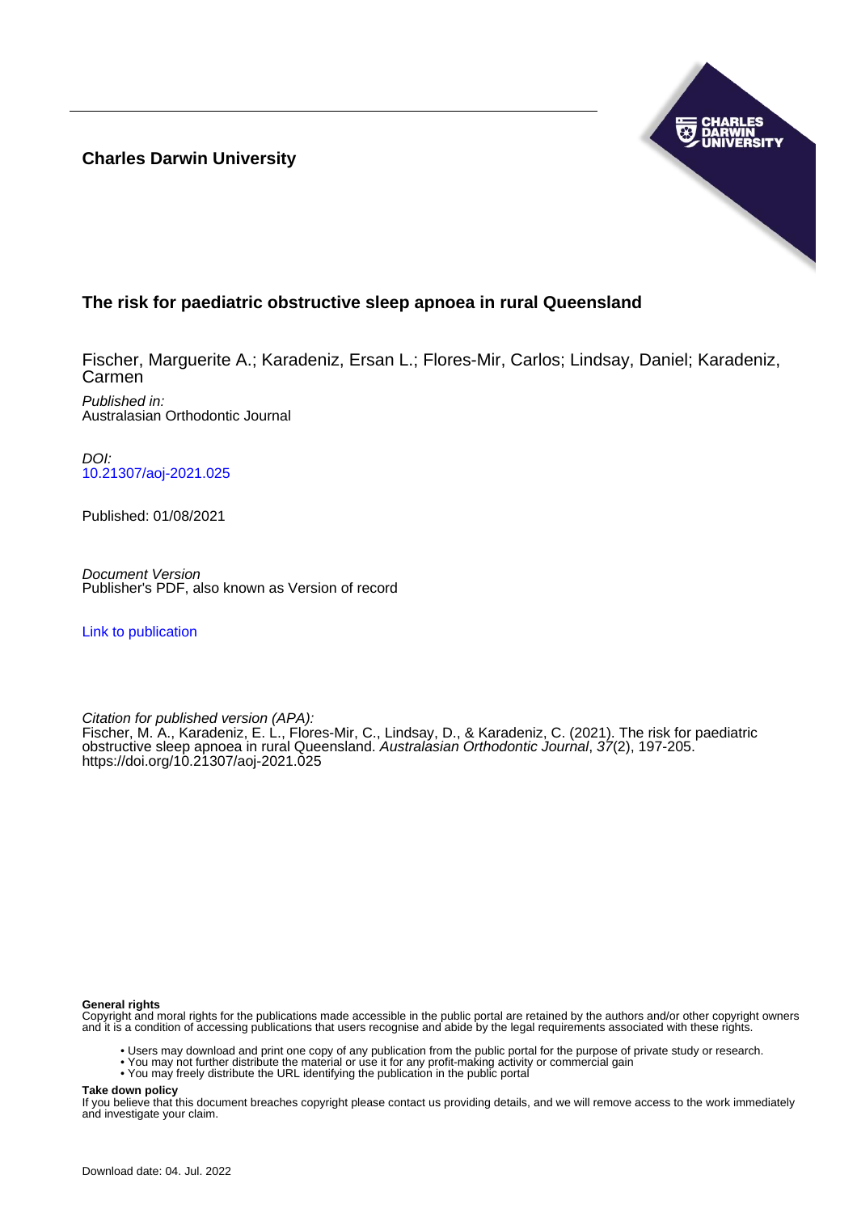**Charles Darwin University**

# The risk for paediatric obstructive sleep apnoea in rural Queensland

Fischer, Marguerite A.; Karadeniz, Ersan L.; Flores-Mir, Carlos; Lindsay, Daniel; Karadeniz, Carmen

*Published in:*
Australasian Orthodontic Journal

*DOI:*
10.21307/aoj-2021.025

Published: 01/08/2021

*Document Version*
Publisher's PDF, also known as Version of record

Link to publication

*Citation for published version (APA):*
Fischer, M. A., Karadeniz, E. L., Flores-Mir, C., Lindsay, D., & Karadeniz, C. (2021). The risk for paediatric obstructive sleep apnoea in rural Queensland. *Australasian Orthodontic Journal*, *37*(2), 197-205. https://doi.org/10.21307/aoj-2021.025

**General rights**
Copyright and moral rights for the publications made accessible in the public portal are retained by the authors and/or other copyright owners and it is a condition of accessing publications that users recognise and abide by the legal requirements associated with these rights.

- Users may download and print one copy of any publication from the public portal for the purpose of private study or research.
- You may not further distribute the material or use it for any profit-making activity or commercial gain
- You may freely distribute the URL identifying the publication in the public portal

**Take down policy**
If you believe that this document breaches copyright please contact us providing details, and we will remove access to the work immediately and investigate your claim.

Download date: 04. Jul. 2022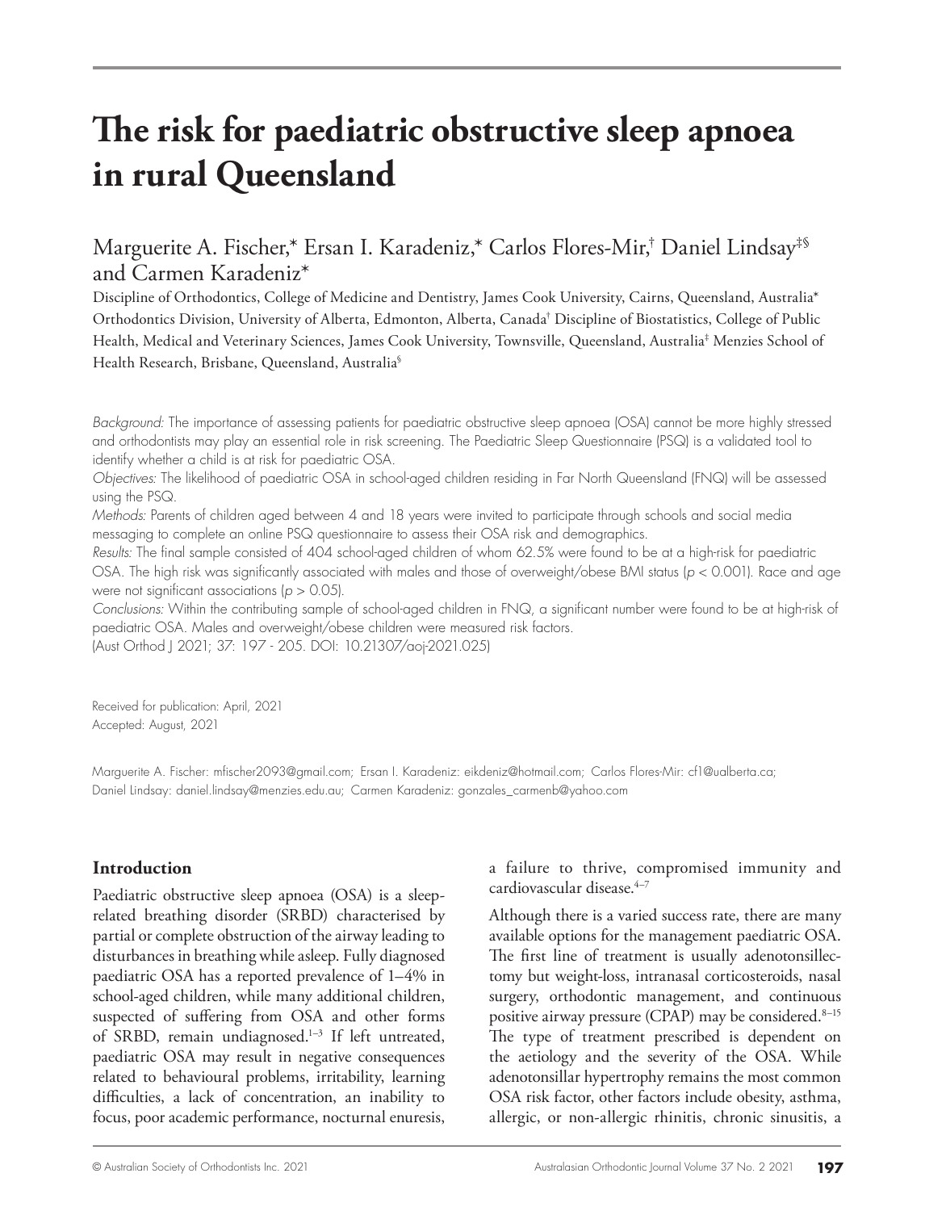# The risk for paediatric obstructive sleep apnoea in rural Queensland

Marguerite A. Fischer,* Ersan I. Karadeniz,* Carlos Flores-Mir,† Daniel Lindsay‡§ and Carmen Karadeniz*

Discipline of Orthodontics, College of Medicine and Dentistry, James Cook University, Cairns, Queensland, Australia* Orthodontics Division, University of Alberta, Edmonton, Alberta, Canada† Discipline of Biostatistics, College of Public Health, Medical and Veterinary Sciences, James Cook University, Townsville, Queensland, Australia‡ Menzies School of Health Research, Brisbane, Queensland, Australia§

*Background:* The importance of assessing patients for paediatric obstructive sleep apnoea (OSA) cannot be more highly stressed and orthodontists may play an essential role in risk screening. The Paediatric Sleep Questionnaire (PSQ) is a validated tool to identify whether a child is at risk for paediatric OSA.

*Objectives:* The likelihood of paediatric OSA in school-aged children residing in Far North Queensland (FNQ) will be assessed using the PSQ.

*Methods:* Parents of children aged between 4 and 18 years were invited to participate through schools and social media messaging to complete an online PSQ questionnaire to assess their OSA risk and demographics.

*Results:* The final sample consisted of 404 school-aged children of whom 62.5% were found to be at a high-risk for paediatric OSA. The high risk was significantly associated with males and those of overweight/obese BMI status ($p < 0.001$). Race and age were not significant associations ($p > 0.05$).

*Conclusions:* Within the contributing sample of school-aged children in FNQ, a significant number were found to be at high-risk of paediatric OSA. Males and overweight/obese children were measured risk factors.

(Aust Orthod J 2021; 37: 197 - 205. DOI: 10.21307/aoj-2021.025)

Received for publication: April, 2021
Accepted: August, 2021

Marguerite A. Fischer: mfischer2093@gmail.com; Ersan I. Karadeniz: eikdeniz@hotmail.com; Carlos Flores-Mir: cf1@ualberta.ca; Daniel Lindsay: daniel.lindsay@menzies.edu.au; Carmen Karadeniz: gonzales_carmenb@yahoo.com

## Introduction

Paediatric obstructive sleep apnoea (OSA) is a sleep-related breathing disorder (SRBD) characterised by partial or complete obstruction of the airway leading to disturbances in breathing while asleep. Fully diagnosed paediatric OSA has a reported prevalence of 1–4% in school-aged children, while many additional children, suspected of suffering from OSA and other forms of SRBD, remain undiagnosed.[1–3] If left untreated, paediatric OSA may result in negative consequences related to behavioural problems, irritability, learning difficulties, a lack of concentration, an inability to focus, poor academic performance, nocturnal enuresis, a failure to thrive, compromised immunity and cardiovascular disease.[4–7]

Although there is a varied success rate, there are many available options for the management paediatric OSA. The first line of treatment is usually adenotonsillectomy but weight-loss, intranasal corticosteroids, nasal surgery, orthodontic management, and continuous positive airway pressure (CPAP) may be considered.[8–15] The type of treatment prescribed is dependent on the aetiology and the severity of the OSA. While adenotonsillar hypertrophy remains the most common OSA risk factor, other factors include obesity, asthma, allergic, or non-allergic rhinitis, chronic sinusitis, a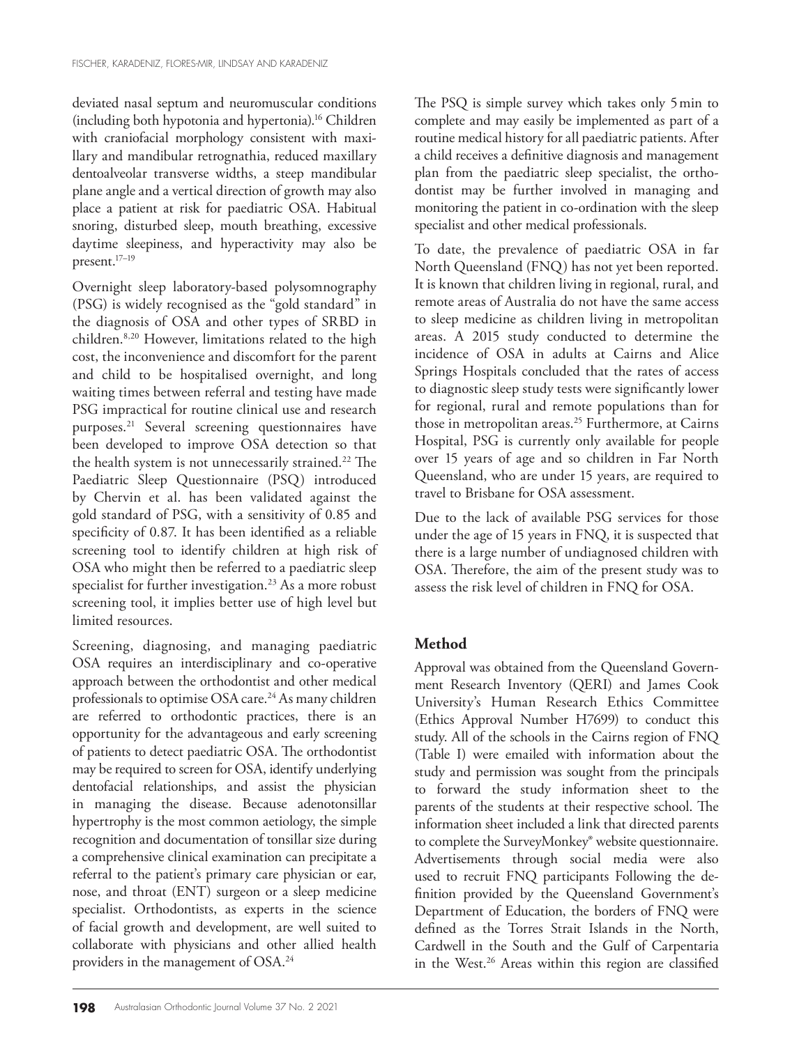deviated nasal septum and neuromuscular conditions (including both hypotonia and hypertonia).[16] Children with craniofacial morphology consistent with maxillary and mandibular retrognathia, reduced maxillary dentoalveolar transverse widths, a steep mandibular plane angle and a vertical direction of growth may also place a patient at risk for paediatric OSA. Habitual snoring, disturbed sleep, mouth breathing, excessive daytime sleepiness, and hyperactivity may also be present.[17–19]

Overnight sleep laboratory-based polysomnography (PSG) is widely recognised as the "gold standard" in the diagnosis of OSA and other types of SRBD in children.[8,20] However, limitations related to the high cost, the inconvenience and discomfort for the parent and child to be hospitalised overnight, and long waiting times between referral and testing have made PSG impractical for routine clinical use and research purposes.[21] Several screening questionnaires have been developed to improve OSA detection so that the health system is not unnecessarily strained.[22] The Paediatric Sleep Questionnaire (PSQ) introduced by Chervin et al. has been validated against the gold standard of PSG, with a sensitivity of 0.85 and specificity of 0.87. It has been identified as a reliable screening tool to identify children at high risk of OSA who might then be referred to a paediatric sleep specialist for further investigation.[23] As a more robust screening tool, it implies better use of high level but limited resources.

Screening, diagnosing, and managing paediatric OSA requires an interdisciplinary and co-operative approach between the orthodontist and other medical professionals to optimise OSA care.[24] As many children are referred to orthodontic practices, there is an opportunity for the advantageous and early screening of patients to detect paediatric OSA. The orthodontist may be required to screen for OSA, identify underlying dentofacial relationships, and assist the physician in managing the disease. Because adenotonsillar hypertrophy is the most common aetiology, the simple recognition and documentation of tonsillar size during a comprehensive clinical examination can precipitate a referral to the patient's primary care physician or ear, nose, and throat (ENT) surgeon or a sleep medicine specialist. Orthodontists, as experts in the science of facial growth and development, are well suited to collaborate with physicians and other allied health providers in the management of OSA.[24]

The PSQ is simple survey which takes only 5 min to complete and may easily be implemented as part of a routine medical history for all paediatric patients. After a child receives a definitive diagnosis and management plan from the paediatric sleep specialist, the orthodontist may be further involved in managing and monitoring the patient in co-ordination with the sleep specialist and other medical professionals.

To date, the prevalence of paediatric OSA in far North Queensland (FNQ) has not yet been reported. It is known that children living in regional, rural, and remote areas of Australia do not have the same access to sleep medicine as children living in metropolitan areas. A 2015 study conducted to determine the incidence of OSA in adults at Cairns and Alice Springs Hospitals concluded that the rates of access to diagnostic sleep study tests were significantly lower for regional, rural and remote populations than for those in metropolitan areas.[25] Furthermore, at Cairns Hospital, PSG is currently only available for people over 15 years of age and so children in Far North Queensland, who are under 15 years, are required to travel to Brisbane for OSA assessment.

Due to the lack of available PSG services for those under the age of 15 years in FNQ, it is suspected that there is a large number of undiagnosed children with OSA. Therefore, the aim of the present study was to assess the risk level of children in FNQ for OSA.

## Method

Approval was obtained from the Queensland Government Research Inventory (QERI) and James Cook University's Human Research Ethics Committee (Ethics Approval Number H7699) to conduct this study. All of the schools in the Cairns region of FNQ (Table I) were emailed with information about the study and permission was sought from the principals to forward the study information sheet to the parents of the students at their respective school. The information sheet included a link that directed parents to complete the SurveyMonkey® website questionnaire. Advertisements through social media were also used to recruit FNQ participants Following the definition provided by the Queensland Government's Department of Education, the borders of FNQ were defined as the Torres Strait Islands in the North, Cardwell in the South and the Gulf of Carpentaria in the West.[26] Areas within this region are classified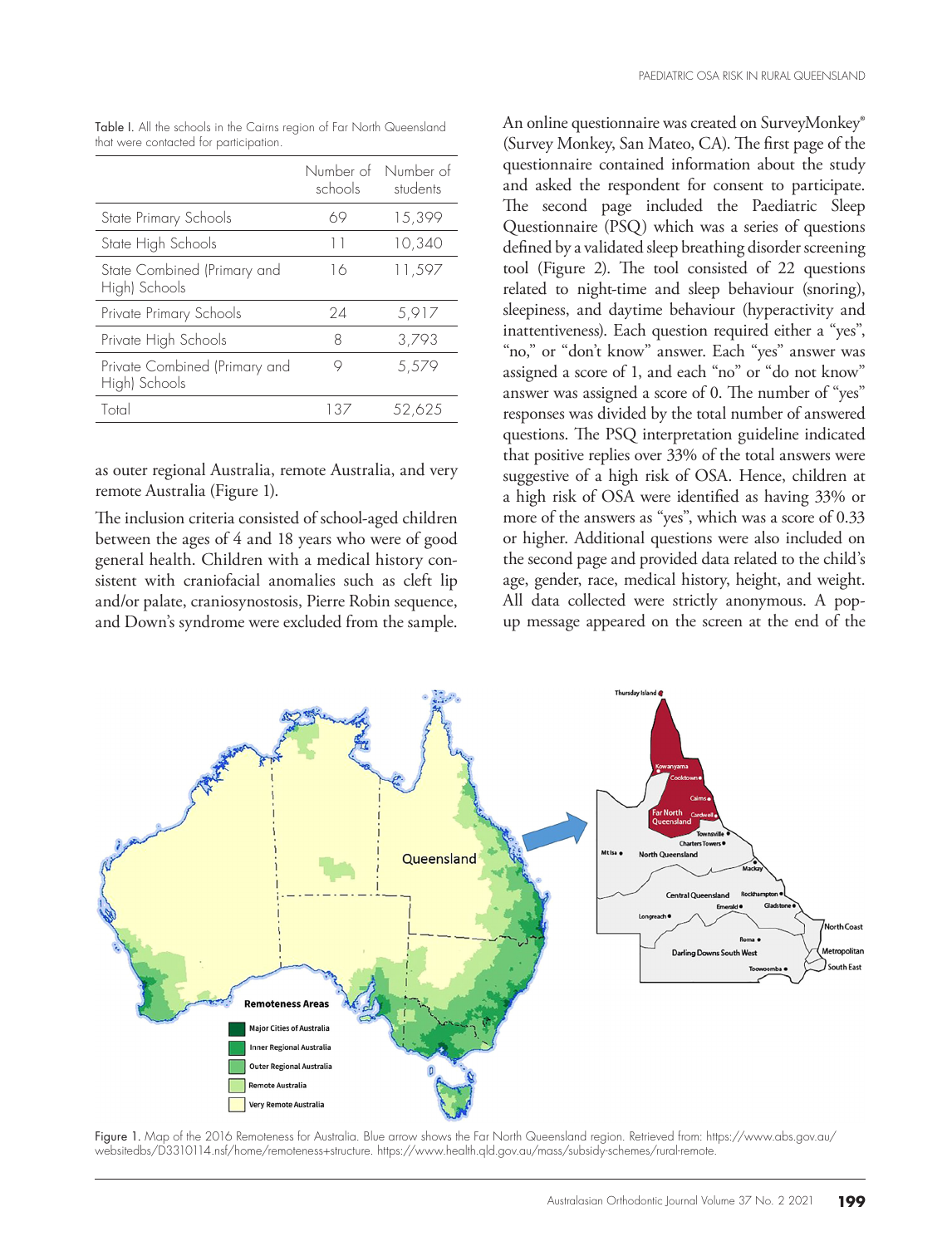Table I. All the schools in the Cairns region of Far North Queensland that were contacted for participation.

| | Number of schools | Number of students |
|---|---|---|
| State Primary Schools | 69 | 15,399 |
| State High Schools | 11 | 10,340 |
| State Combined (Primary and High) Schools | 16 | 11,597 |
| Private Primary Schools | 24 | 5,917 |
| Private High Schools | 8 | 3,793 |
| Private Combined (Primary and High) Schools | 9 | 5,579 |
| Total | 137 | 52,625 |

as outer regional Australia, remote Australia, and very remote Australia (Figure 1).

The inclusion criteria consisted of school-aged children between the ages of 4 and 18 years who were of good general health. Children with a medical history consistent with craniofacial anomalies such as cleft lip and/or palate, craniosynostosis, Pierre Robin sequence, and Down's syndrome were excluded from the sample.

An online questionnaire was created on SurveyMonkey® (Survey Monkey, San Mateo, CA). The first page of the questionnaire contained information about the study and asked the respondent for consent to participate. The second page included the Paediatric Sleep Questionnaire (PSQ) which was a series of questions defined by a validated sleep breathing disorder screening tool (Figure 2). The tool consisted of 22 questions related to night-time and sleep behaviour (snoring), sleepiness, and daytime behaviour (hyperactivity and inattentiveness). Each question required either a "yes", "no," or "don't know" answer. Each "yes" answer was assigned a score of 1, and each "no" or "do not know" answer was assigned a score of 0. The number of "yes" responses was divided by the total number of answered questions. The PSQ interpretation guideline indicated that positive replies over 33% of the total answers were suggestive of a high risk of OSA. Hence, children at a high risk of OSA were identified as having 33% or more of the answers as "yes", which was a score of 0.33 or higher. Additional questions were also included on the second page and provided data related to the child's age, gender, race, medical history, height, and weight. All data collected were strictly anonymous. A pop-up message appeared on the screen at the end of the

Figure 1. Map of the 2016 Remoteness for Australia. Blue arrow shows the Far North Queensland region. Retrieved from: https://www.abs.gov.au/websitedbs/D3310114.nsf/home/remoteness+structure. https://www.health.qld.gov.au/mass/subsidy-schemes/rural-remote.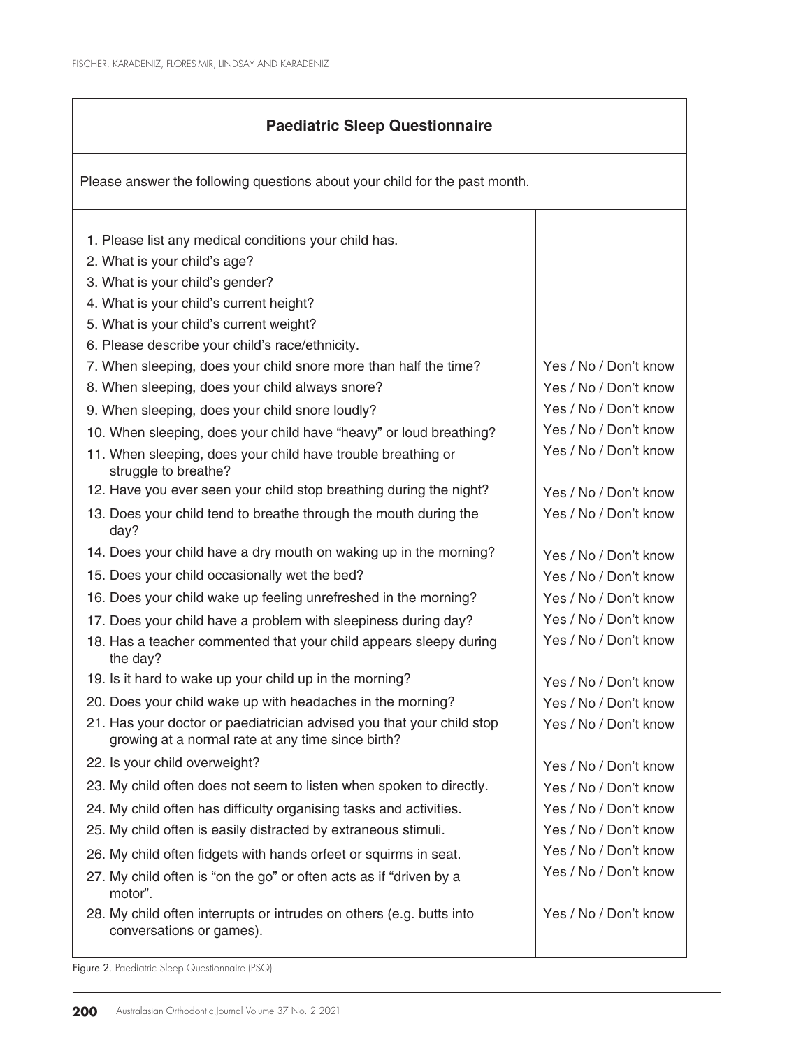| Paediatric Sleep Questionnaire | |
|---|---|
| Please answer the following questions about your child for the past month. | |
| 1. Please list any medical conditions your child has. | |
| 2. What is your child's age? | |
| 3. What is your child's gender? | |
| 4. What is your child's current height? | |
| 5. What is your child's current weight? | |
| 6. Please describe your child's race/ethnicity. | |
| 7. When sleeping, does your child snore more than half the time? | Yes / No / Don't know |
| 8. When sleeping, does your child always snore? | Yes / No / Don't know |
| 9. When sleeping, does your child snore loudly? | Yes / No / Don't know |
| 10. When sleeping, does your child have "heavy" or loud breathing? | Yes / No / Don't know |
| 11. When sleeping, does your child have trouble breathing or struggle to breathe? | Yes / No / Don't know |
| 12. Have you ever seen your child stop breathing during the night? | Yes / No / Don't know |
| 13. Does your child tend to breathe through the mouth during the day? | Yes / No / Don't know |
| 14. Does your child have a dry mouth on waking up in the morning? | Yes / No / Don't know |
| 15. Does your child occasionally wet the bed? | Yes / No / Don't know |
| 16. Does your child wake up feeling unrefreshed in the morning? | Yes / No / Don't know |
| 17. Does your child have a problem with sleepiness during day? | Yes / No / Don't know |
| 18. Has a teacher commented that your child appears sleepy during the day? | Yes / No / Don't know |
| 19. Is it hard to wake up your child up in the morning? | Yes / No / Don't know |
| 20. Does your child wake up with headaches in the morning? | Yes / No / Don't know |
| 21. Has your doctor or paediatrician advised you that your child stop growing at a normal rate at any time since birth? | Yes / No / Don't know |
| 22. Is your child overweight? | Yes / No / Don't know |
| 23. My child often does not seem to listen when spoken to directly. | Yes / No / Don't know |
| 24. My child often has difficulty organising tasks and activities. | Yes / No / Don't know |
| 25. My child often is easily distracted by extraneous stimuli. | Yes / No / Don't know |
| 26. My child often fidgets with hands orfeet or squirms in seat. | Yes / No / Don't know |
| 27. My child often is "on the go" or often acts as if "driven by a motor". | Yes / No / Don't know |
| 28. My child often interrupts or intrudes on others (e.g. butts into conversations or games). | Yes / No / Don't know |

Figure 2. Paediatric Sleep Questionnaire (PSQ).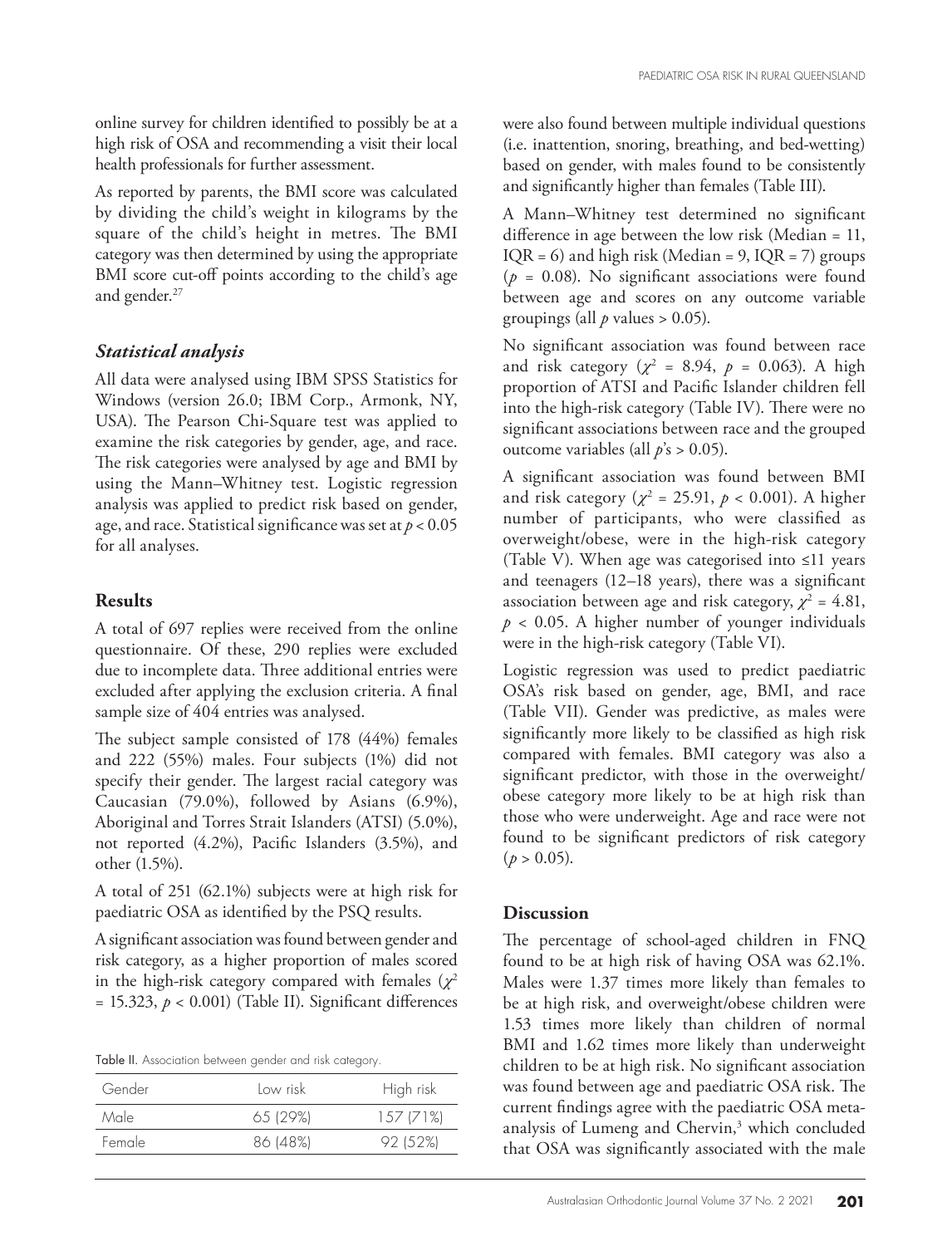online survey for children identified to possibly be at a high risk of OSA and recommending a visit their local health professionals for further assessment.

As reported by parents, the BMI score was calculated by dividing the child's weight in kilograms by the square of the child's height in metres. The BMI category was then determined by using the appropriate BMI score cut-off points according to the child's age and gender.[27]

### *Statistical analysis*

All data were analysed using IBM SPSS Statistics for Windows (version 26.0; IBM Corp., Armonk, NY, USA). The Pearson Chi-Square test was applied to examine the risk categories by gender, age, and race. The risk categories were analysed by age and BMI by using the Mann–Whitney test. Logistic regression analysis was applied to predict risk based on gender, age, and race. Statistical significance was set at $p < 0.05$ for all analyses.

## Results

A total of 697 replies were received from the online questionnaire. Of these, 290 replies were excluded due to incomplete data. Three additional entries were excluded after applying the exclusion criteria. A final sample size of 404 entries was analysed.

The subject sample consisted of 178 (44%) females and 222 (55%) males. Four subjects (1%) did not specify their gender. The largest racial category was Caucasian (79.0%), followed by Asians (6.9%), Aboriginal and Torres Strait Islanders (ATSI) (5.0%), not reported (4.2%), Pacific Islanders (3.5%), and other (1.5%).

A total of 251 (62.1%) subjects were at high risk for paediatric OSA as identified by the PSQ results.

A significant association was found between gender and risk category, as a higher proportion of males scored in the high-risk category compared with females ($\chi^2 = 15.323$, $p < 0.001$) (Table II). Significant differences were also found between multiple individual questions (i.e. inattention, snoring, breathing, and bed-wetting) based on gender, with males found to be consistently and significantly higher than females (Table III).

Table II. Association between gender and risk category.

| Gender | Low risk | High risk |
|---|---|---|
| Male | 65 (29%) | 157 (71%) |
| Female | 86 (48%) | 92 (52%) |

A Mann–Whitney test determined no significant difference in age between the low risk (Median = 11, IQR = 6) and high risk (Median = 9, IQR = 7) groups ($p = 0.08$). No significant associations were found between age and scores on any outcome variable groupings (all $p$ values > 0.05).

No significant association was found between race and risk category ($\chi^2 = 8.94$, $p = 0.063$). A high proportion of ATSI and Pacific Islander children fell into the high-risk category (Table IV). There were no significant associations between race and the grouped outcome variables (all $p$'s > 0.05).

A significant association was found between BMI and risk category ($\chi^2 = 25.91$, $p < 0.001$). A higher number of participants, who were classified as overweight/obese, were in the high-risk category (Table V). When age was categorised into ≤11 years and teenagers (12–18 years), there was a significant association between age and risk category, $\chi^2 = 4.81$, $p < 0.05$. A higher number of younger individuals were in the high-risk category (Table VI).

Logistic regression was used to predict paediatric OSA's risk based on gender, age, BMI, and race (Table VII). Gender was predictive, as males were significantly more likely to be classified as high risk compared with females. BMI category was also a significant predictor, with those in the overweight/obese category more likely to be at high risk than those who were underweight. Age and race were not found to be significant predictors of risk category ($p > 0.05$).

## Discussion

The percentage of school-aged children in FNQ found to be at high risk of having OSA was 62.1%. Males were 1.37 times more likely than females to be at high risk, and overweight/obese children were 1.53 times more likely than children of normal BMI and 1.62 times more likely than underweight children to be at high risk. No significant association was found between age and paediatric OSA risk. The current findings agree with the paediatric OSA meta-analysis of Lumeng and Chervin,[3] which concluded that OSA was significantly associated with the male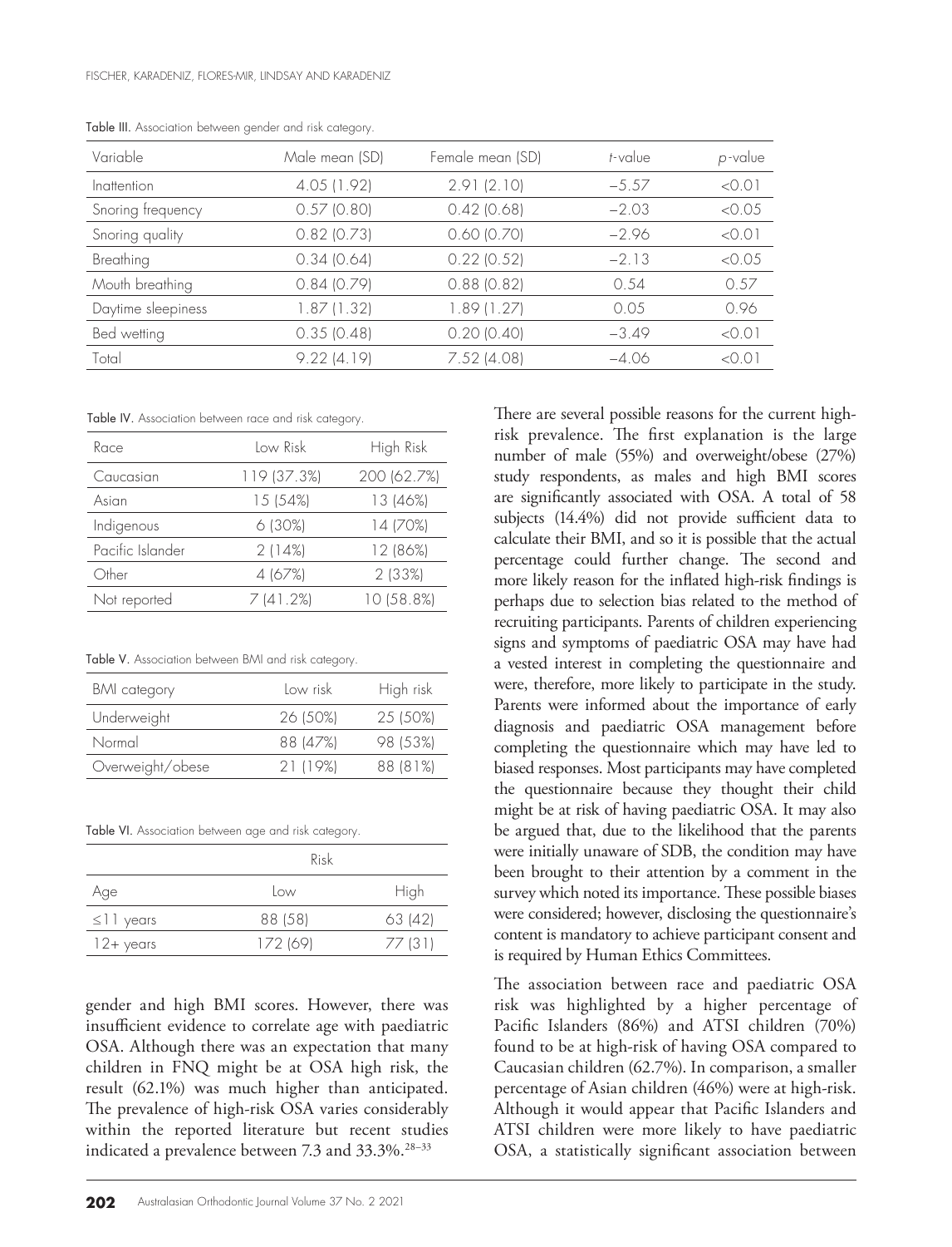Table III. Association between gender and risk category.

| Variable | Male mean (SD) | Female mean (SD) | *t*-value | *p*-value |
|---|---|---|---|---|
| Inattention | 4.05 (1.92) | 2.91 (2.10) | −5.57 | <0.01 |
| Snoring frequency | 0.57 (0.80) | 0.42 (0.68) | −2.03 | <0.05 |
| Snoring quality | 0.82 (0.73) | 0.60 (0.70) | −2.96 | <0.01 |
| Breathing | 0.34 (0.64) | 0.22 (0.52) | −2.13 | <0.05 |
| Mouth breathing | 0.84 (0.79) | 0.88 (0.82) | 0.54 | 0.57 |
| Daytime sleepiness | 1.87 (1.32) | 1.89 (1.27) | 0.05 | 0.96 |
| Bed wetting | 0.35 (0.48) | 0.20 (0.40) | −3.49 | <0.01 |
| Total | 9.22 (4.19) | 7.52 (4.08) | −4.06 | <0.01 |

Table IV. Association between race and risk category.

| Race | Low Risk | High Risk |
|---|---|---|
| Caucasian | 119 (37.3%) | 200 (62.7%) |
| Asian | 15 (54%) | 13 (46%) |
| Indigenous | 6 (30%) | 14 (70%) |
| Pacific Islander | 2 (14%) | 12 (86%) |
| Other | 4 (67%) | 2 (33%) |
| Not reported | 7 (41.2%) | 10 (58.8%) |

Table V. Association between BMI and risk category.

| BMI category | Low risk | High risk |
|---|---|---|
| Underweight | 26 (50%) | 25 (50%) |
| Normal | 88 (47%) | 98 (53%) |
| Overweight/obese | 21 (19%) | 88 (81%) |

Table VI. Association between age and risk category.

| | Risk | |
|---|---|---|
| Age | Low | High |
| ≤11 years | 88 (58) | 63 (42) |
| 12+ years | 172 (69) | 77 (31) |

gender and high BMI scores. However, there was insufficient evidence to correlate age with paediatric OSA. Although there was an expectation that many children in FNQ might be at OSA high risk, the result (62.1%) was much higher than anticipated. The prevalence of high-risk OSA varies considerably within the reported literature but recent studies indicated a prevalence between 7.3 and 33.3%.[28–33]

There are several possible reasons for the current high-risk prevalence. The first explanation is the large number of male (55%) and overweight/obese (27%) study respondents, as males and high BMI scores are significantly associated with OSA. A total of 58 subjects (14.4%) did not provide sufficient data to calculate their BMI, and so it is possible that the actual percentage could further change. The second and more likely reason for the inflated high-risk findings is perhaps due to selection bias related to the method of recruiting participants. Parents of children experiencing signs and symptoms of paediatric OSA may have had a vested interest in completing the questionnaire and were, therefore, more likely to participate in the study. Parents were informed about the importance of early diagnosis and paediatric OSA management before completing the questionnaire which may have led to biased responses. Most participants may have completed the questionnaire because they thought their child might be at risk of having paediatric OSA. It may also be argued that, due to the likelihood that the parents were initially unaware of SDB, the condition may have been brought to their attention by a comment in the survey which noted its importance. These possible biases were considered; however, disclosing the questionnaire's content is mandatory to achieve participant consent and is required by Human Ethics Committees.

The association between race and paediatric OSA risk was highlighted by a higher percentage of Pacific Islanders (86%) and ATSI children (70%) found to be at high-risk of having OSA compared to Caucasian children (62.7%). In comparison, a smaller percentage of Asian children (46%) were at high-risk. Although it would appear that Pacific Islanders and ATSI children were more likely to have paediatric OSA, a statistically significant association between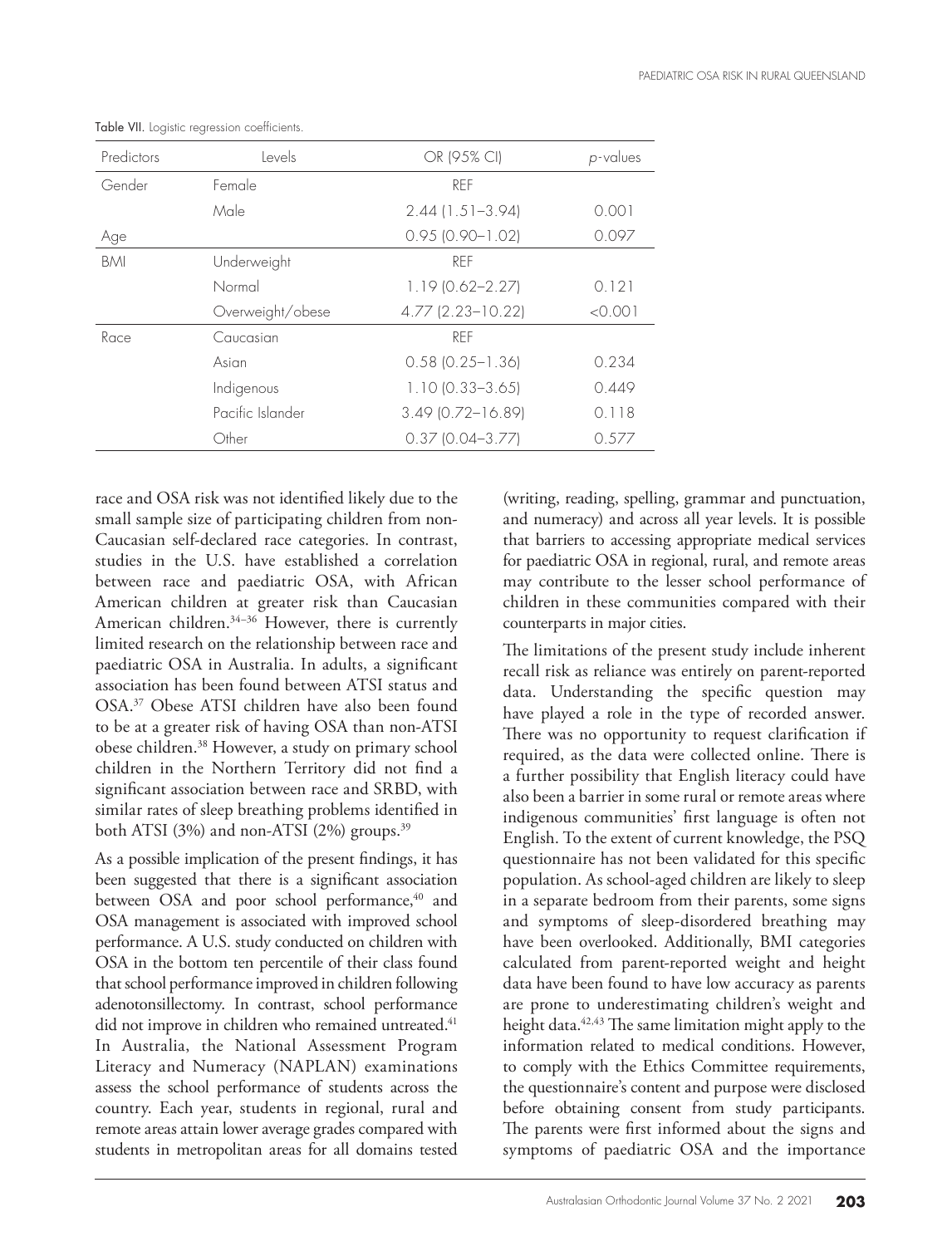Table VII. Logistic regression coefficients.

| Predictors | Levels | OR (95% CI) | *p*-values |
|---|---|---|---|
| Gender | Female | REF | |
| | Male | 2.44 (1.51–3.94) | 0.001 |
| Age | | 0.95 (0.90–1.02) | 0.097 |
| BMI | Underweight | REF | |
| | Normal | 1.19 (0.62–2.27) | 0.121 |
| | Overweight/obese | 4.77 (2.23–10.22) | <0.001 |
| Race | Caucasian | REF | |
| | Asian | 0.58 (0.25–1.36) | 0.234 |
| | Indigenous | 1.10 (0.33–3.65) | 0.449 |
| | Pacific Islander | 3.49 (0.72–16.89) | 0.118 |
| | Other | 0.37 (0.04–3.77) | 0.577 |

race and OSA risk was not identified likely due to the small sample size of participating children from non-Caucasian self-declared race categories. In contrast, studies in the U.S. have established a correlation between race and paediatric OSA, with African American children at greater risk than Caucasian American children.[34–36] However, there is currently limited research on the relationship between race and paediatric OSA in Australia. In adults, a significant association has been found between ATSI status and OSA.[37] Obese ATSI children have also been found to be at a greater risk of having OSA than non-ATSI obese children.[38] However, a study on primary school children in the Northern Territory did not find a significant association between race and SRBD, with similar rates of sleep breathing problems identified in both ATSI (3%) and non-ATSI (2%) groups.[39]

As a possible implication of the present findings, it has been suggested that there is a significant association between OSA and poor school performance,[40] and OSA management is associated with improved school performance. A U.S. study conducted on children with OSA in the bottom ten percentile of their class found that school performance improved in children following adenotonsillectomy. In contrast, school performance did not improve in children who remained untreated.[41] In Australia, the National Assessment Program Literacy and Numeracy (NAPLAN) examinations assess the school performance of students across the country. Each year, students in regional, rural and remote areas attain lower average grades compared with students in metropolitan areas for all domains tested (writing, reading, spelling, grammar and punctuation, and numeracy) and across all year levels. It is possible that barriers to accessing appropriate medical services for paediatric OSA in regional, rural, and remote areas may contribute to the lesser school performance of children in these communities compared with their counterparts in major cities.

The limitations of the present study include inherent recall risk as reliance was entirely on parent-reported data. Understanding the specific question may have played a role in the type of recorded answer. There was no opportunity to request clarification if required, as the data were collected online. There is a further possibility that English literacy could have also been a barrier in some rural or remote areas where indigenous communities' first language is often not English. To the extent of current knowledge, the PSQ questionnaire has not been validated for this specific population. As school-aged children are likely to sleep in a separate bedroom from their parents, some signs and symptoms of sleep-disordered breathing may have been overlooked. Additionally, BMI categories calculated from parent-reported weight and height data have been found to have low accuracy as parents are prone to underestimating children's weight and height data.[42,43] The same limitation might apply to the information related to medical conditions. However, to comply with the Ethics Committee requirements, the questionnaire's content and purpose were disclosed before obtaining consent from study participants. The parents were first informed about the signs and symptoms of paediatric OSA and the importance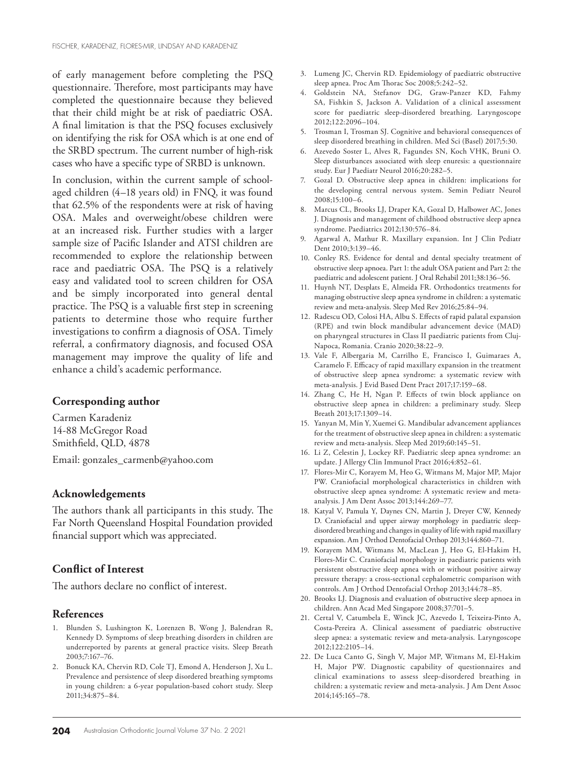of early management before completing the PSQ questionnaire. Therefore, most participants may have completed the questionnaire because they believed that their child might be at risk of paediatric OSA. A final limitation is that the PSQ focuses exclusively on identifying the risk for OSA which is at one end of the SRBD spectrum. The current number of high-risk cases who have a specific type of SRBD is unknown.

In conclusion, within the current sample of school-aged children (4–18 years old) in FNQ, it was found that 62.5% of the respondents were at risk of having OSA. Males and overweight/obese children were at an increased risk. Further studies with a larger sample size of Pacific Islander and ATSI children are recommended to explore the relationship between race and paediatric OSA. The PSQ is a relatively easy and validated tool to screen children for OSA and be simply incorporated into general dental practice. The PSQ is a valuable first step in screening patients to determine those who require further investigations to confirm a diagnosis of OSA. Timely referral, a confirmatory diagnosis, and focused OSA management may improve the quality of life and enhance a child's academic performance.

### Corresponding author

Carmen Karadeniz
14-88 McGregor Road
Smithfield, QLD, 4878

Email: gonzales_carmenb@yahoo.com

### Acknowledgements

The authors thank all participants in this study. The Far North Queensland Hospital Foundation provided financial support which was appreciated.

### Conflict of Interest

The authors declare no conflict of interest.

### References

1. Blunden S, Lushington K, Lorenzen B, Wong J, Balendran R, Kennedy D. Symptoms of sleep breathing disorders in children are underreported by parents at general practice visits. Sleep Breath 2003;7:167–76.
2. Bonuck KA, Chervin RD, Cole TJ, Emond A, Henderson J, Xu L. Prevalence and persistence of sleep disordered breathing symptoms in young children: a 6-year population-based cohort study. Sleep 2011;34:875–84.
3. Lumeng JC, Chervin RD. Epidemiology of paediatric obstructive sleep apnea. Proc Am Thorac Soc 2008;5:242–52.
4. Goldstein NA, Stefanov DG, Graw-Panzer KD, Fahmy SA, Fishkin S, Jackson A. Validation of a clinical assessment score for paediatric sleep-disordered breathing. Laryngoscope 2012;122:2096–104.
5. Trosman I, Trosman SJ. Cognitive and behavioral consequences of sleep disordered breathing in children. Med Sci (Basel) 2017;5:30.
6. Azevedo Soster L, Alves R, Fagundes SN, Koch VHK, Bruni O. Sleep disturbances associated with sleep enuresis: a questionnaire study. Eur J Paediatr Neurol 2016;20:282–5.
7. Gozal D. Obstructive sleep apnea in children: implications for the developing central nervous system. Semin Pediatr Neurol 2008;15:100–6.
8. Marcus CL, Brooks LJ, Draper KA, Gozal D, Halbower AC, Jones J. Diagnosis and management of childhood obstructive sleep apnea syndrome. Paediatrics 2012;130:576–84.
9. Agarwal A, Mathur R. Maxillary expansion. Int J Clin Pediatr Dent 2010;3:139–46.
10. Conley RS. Evidence for dental and dental specialty treatment of obstructive sleep apnoea. Part 1: the adult OSA patient and Part 2: the paediatric and adolescent patient. J Oral Rehabil 2011;38:136–56.
11. Huynh NT, Desplats E, Almeida FR. Orthodontics treatments for managing obstructive sleep apnea syndrome in children: a systematic review and meta-analysis. Sleep Med Rev 2016;25:84–94.
12. Radescu OD, Colosi HA, Albu S. Effects of rapid palatal expansion (RPE) and twin block mandibular advancement device (MAD) on pharyngeal structures in Class II paediatric patients from Cluj-Napoca, Romania. Cranio 2020;38:22–9.
13. Vale F, Albergaria M, Carrilho E, Francisco I, Guimaraes A, Caramelo F. Efficacy of rapid maxillary expansion in the treatment of obstructive sleep apnea syndrome: a systematic review with meta-analysis. J Evid Based Dent Pract 2017;17:159–68.
14. Zhang C, He H, Ngan P. Effects of twin block appliance on obstructive sleep apnea in children: a preliminary study. Sleep Breath 2013;17:1309–14.
15. Yanyan M, Min Y, Xuemei G. Mandibular advancement appliances for the treatment of obstructive sleep apnea in children: a systematic review and meta-analysis. Sleep Med 2019;60:145–51.
16. Li Z, Celestin J, Lockey RF. Paediatric sleep apnea syndrome: an update. J Allergy Clin Immunol Pract 2016;4:852–61.
17. Flores-Mir C, Korayem M, Heo G, Witmans M, Major MP, Major PW. Craniofacial morphological characteristics in children with obstructive sleep apnea syndrome: A systematic review and meta-analysis. J Am Dent Assoc 2013;144:269–77.
18. Katyal V, Pamula Y, Daynes CN, Martin J, Dreyer CW, Kennedy D. Craniofacial and upper airway morphology in paediatric sleep-disordered breathing and changes in quality of life with rapid maxillary expansion. Am J Orthod Dentofacial Orthop 2013;144:860–71.
19. Korayem MM, Witmans M, MacLean J, Heo G, El-Hakim H, Flores-Mir C. Craniofacial morphology in paediatric patients with persistent obstructive sleep apnea with or without positive airway pressure therapy: a cross-sectional cephalometric comparison with controls. Am J Orthod Dentofacial Orthop 2013;144:78–85.
20. Brooks LJ. Diagnosis and evaluation of obstructive sleep apnoea in children. Ann Acad Med Singapore 2008;37:701–5.
21. Certal V, Catumbela E, Winck JC, Azevedo I, Teixeira-Pinto A, Costa-Pereira A. Clinical assessment of paediatric obstructive sleep apnea: a systematic review and meta-analysis. Laryngoscope 2012;122:2105–14.
22. De Luca Canto G, Singh V, Major MP, Witmans M, El-Hakim H, Major PW. Diagnostic capability of questionnaires and clinical examinations to assess sleep-disordered breathing in children: a systematic review and meta-analysis. J Am Dent Assoc 2014;145:165–78.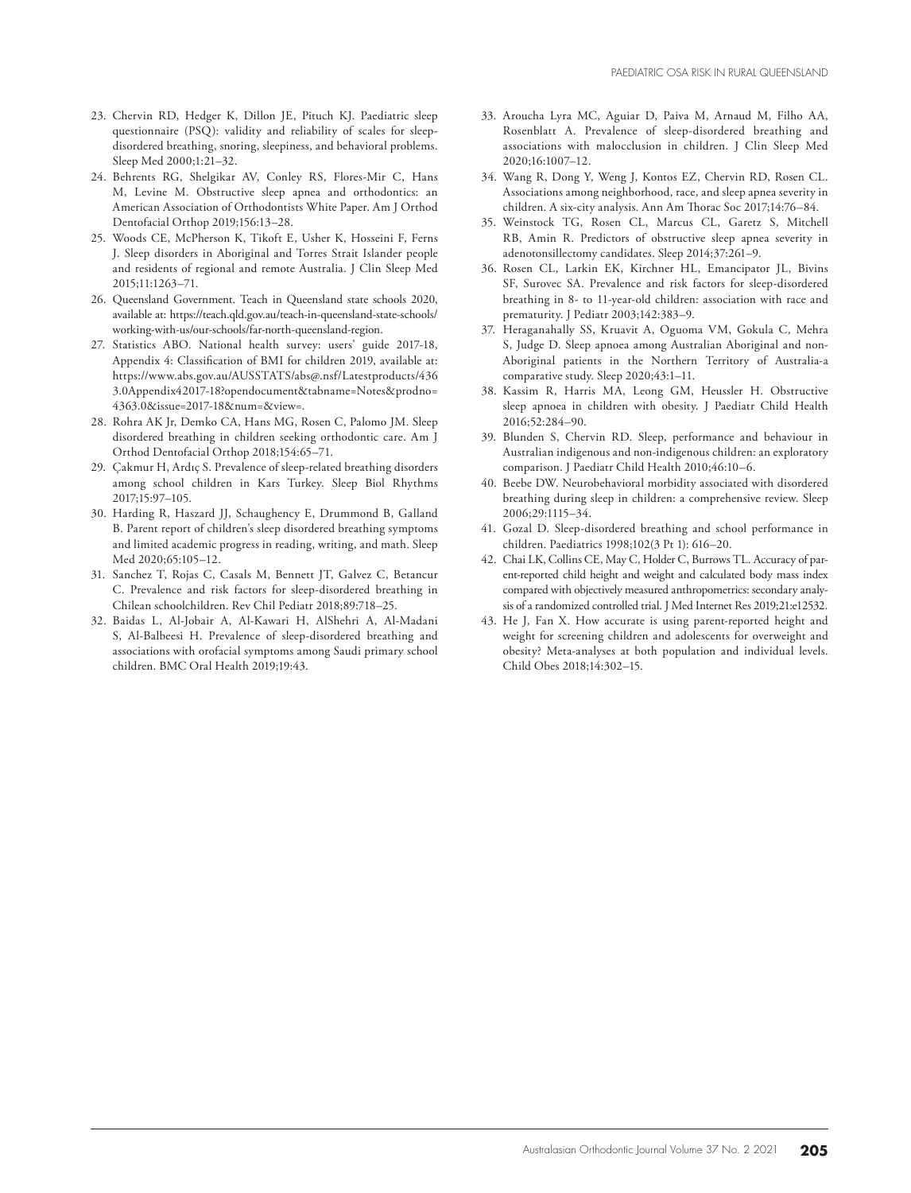23. Chervin RD, Hedger K, Dillon JE, Pituch KJ. Paediatric sleep questionnaire (PSQ): validity and reliability of scales for sleep-disordered breathing, snoring, sleepiness, and behavioral problems. Sleep Med 2000;1:21–32.
24. Behrents RG, Shelgikar AV, Conley RS, Flores-Mir C, Hans M, Levine M. Obstructive sleep apnea and orthodontics: an American Association of Orthodontists White Paper. Am J Orthod Dentofacial Orthop 2019;156:13–28.
25. Woods CE, McPherson K, Tikoft E, Usher K, Hosseini F, Ferns J. Sleep disorders in Aboriginal and Torres Strait Islander people and residents of regional and remote Australia. J Clin Sleep Med 2015;11:1263–71.
26. Queensland Government. Teach in Queensland state schools 2020, available at: https://teach.qld.gov.au/teach-in-queensland-state-schools/working-with-us/our-schools/far-north-queensland-region.
27. Statistics ABO. National health survey: users' guide 2017-18, Appendix 4: Classification of BMI for children 2019, available at: https://www.abs.gov.au/AUSSTATS/abs@.nsf/Latestproducts/4363.0Appendix42017-18?opendocument&tabname=Notes&prodno=4363.0&issue=2017-18&num=&view=.
28. Rohra AK Jr, Demko CA, Hans MG, Rosen C, Palomo JM. Sleep disordered breathing in children seeking orthodontic care. Am J Orthod Dentofacial Orthop 2018;154:65–71.
29. Çakmur H, Ardıç S. Prevalence of sleep-related breathing disorders among school children in Kars Turkey. Sleep Biol Rhythms 2017;15:97–105.
30. Harding R, Haszard JJ, Schaughency E, Drummond B, Galland B. Parent report of children's sleep disordered breathing symptoms and limited academic progress in reading, writing, and math. Sleep Med 2020;65:105–12.
31. Sanchez T, Rojas C, Casals M, Bennett JT, Galvez C, Betancur C. Prevalence and risk factors for sleep-disordered breathing in Chilean schoolchildren. Rev Chil Pediatr 2018;89:718–25.
32. Baidas L, Al-Jobair A, Al-Kawari H, AlShehri A, Al-Madani S, Al-Balbeesi H. Prevalence of sleep-disordered breathing and associations with orofacial symptoms among Saudi primary school children. BMC Oral Health 2019;19:43.
33. Aroucha Lyra MC, Aguiar D, Paiva M, Arnaud M, Filho AA, Rosenblatt A. Prevalence of sleep-disordered breathing and associations with malocclusion in children. J Clin Sleep Med 2020;16:1007–12.
34. Wang R, Dong Y, Weng J, Kontos EZ, Chervin RD, Rosen CL. Associations among neighborhood, race, and sleep apnea severity in children. A six-city analysis. Ann Am Thorac Soc 2017;14:76–84.
35. Weinstock TG, Rosen CL, Marcus CL, Garetz S, Mitchell RB, Amin R. Predictors of obstructive sleep apnea severity in adenotonsillectomy candidates. Sleep 2014;37:261–9.
36. Rosen CL, Larkin EK, Kirchner HL, Emancipator JL, Bivins SF, Surovec SA. Prevalence and risk factors for sleep-disordered breathing in 8- to 11-year-old children: association with race and prematurity. J Pediatr 2003;142:383–9.
37. Heraganahally SS, Kruavit A, Oguoma VM, Gokula C, Mehra S, Judge D. Sleep apnoea among Australian Aboriginal and non-Aboriginal patients in the Northern Territory of Australia-a comparative study. Sleep 2020;43:1–11.
38. Kassim R, Harris MA, Leong GM, Heussler H. Obstructive sleep apnoea in children with obesity. J Paediatr Child Health 2016;52:284–90.
39. Blunden S, Chervin RD. Sleep, performance and behaviour in Australian indigenous and non-indigenous children: an exploratory comparison. J Paediatr Child Health 2010;46:10–6.
40. Beebe DW. Neurobehavioral morbidity associated with disordered breathing during sleep in children: a comprehensive review. Sleep 2006;29:1115–34.
41. Gozal D. Sleep-disordered breathing and school performance in children. Paediatrics 1998;102(3 Pt 1): 616–20.
42. Chai LK, Collins CE, May C, Holder C, Burrows TL. Accuracy of parent-reported child height and weight and calculated body mass index compared with objectively measured anthropometrics: secondary analysis of a randomized controlled trial. J Med Internet Res 2019;21:e12532.
43. He J, Fan X. How accurate is using parent-reported height and weight for screening children and adolescents for overweight and obesity? Meta-analyses at both population and individual levels. Child Obes 2018;14:302–15.